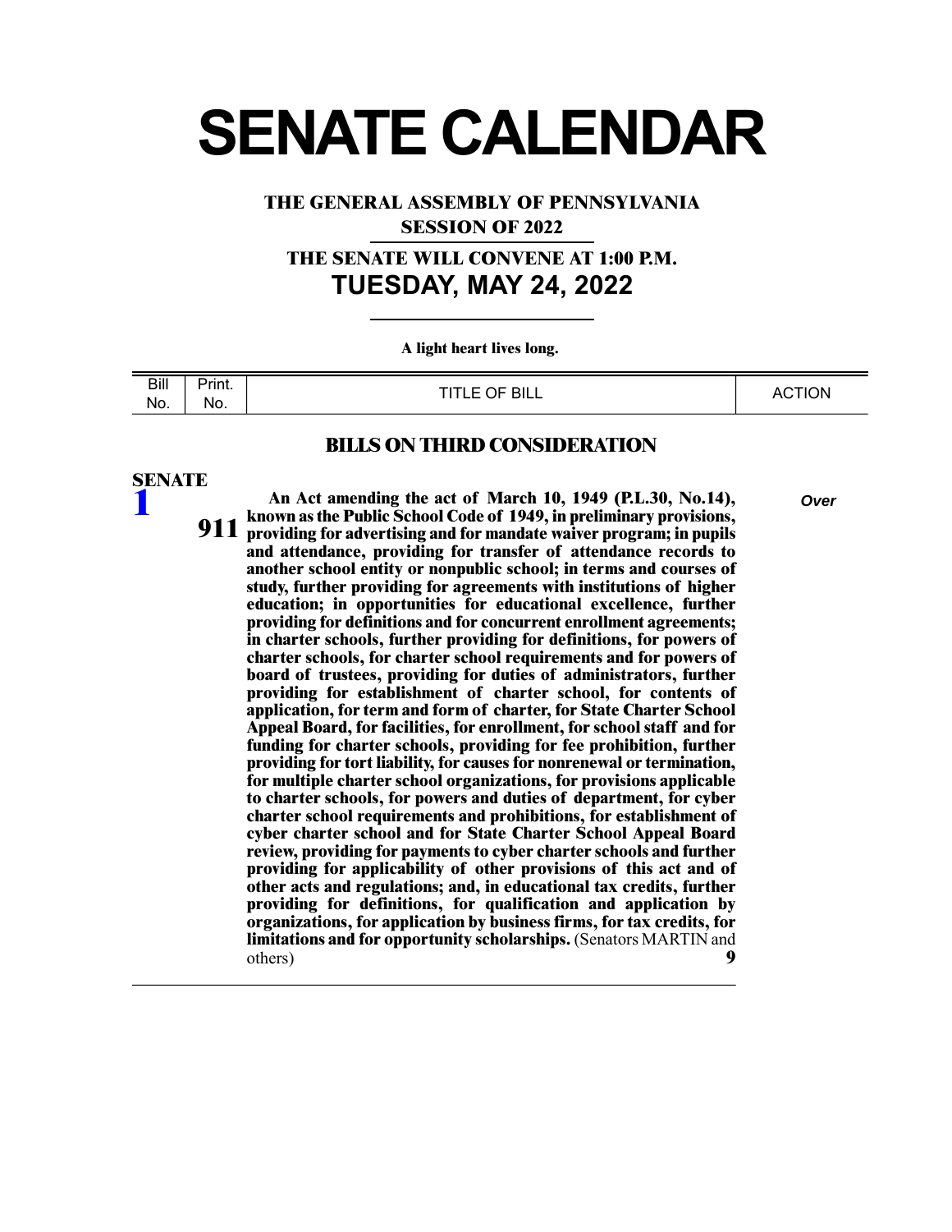# SENATE CALENDAR

**THE GENERAL ASSEMBLY OF PENNSYLVANIA**

**SESSION OF 2022**

**THE SENATE WILL CONVENE AT 1:00 P.M.**

## TUESDAY, MAY 24, 2022

**A light heart lives long.**

| Bill No. | Print. No. | TITLE OF BILL | ACTION |
|---|---|---|---|

### BILLS ON THIRD CONSIDERATION

**SENATE**

| Bill No. | Print. No. | TITLE OF BILL | ACTION |
|---|---|---|---|
| 1 | 911 | **An Act amending the act of March 10, 1949 (P.L.30, No.14), known as the Public School Code of 1949, in preliminary provisions, providing for advertising and for mandate waiver program; in pupils and attendance, providing for transfer of attendance records to another school entity or nonpublic school; in terms and courses of study, further providing for agreements with institutions of higher education; in opportunities for educational excellence, further providing for definitions and for concurrent enrollment agreements; in charter schools, further providing for definitions, for powers of charter schools, for charter school requirements and for powers of board of trustees, providing for duties of administrators, further providing for establishment of charter school, for contents of application, for term and form of charter, for State Charter School Appeal Board, for facilities, for enrollment, for school staff and for funding for charter schools, providing for fee prohibition, further providing for tort liability, for causes for nonrenewal or termination, for multiple charter school organizations, for provisions applicable to charter schools, for powers and duties of department, for cyber charter school requirements and prohibitions, for establishment of cyber charter school and for State Charter School Appeal Board review, providing for payments to cyber charter schools and further providing for applicability of other provisions of this act and of other acts and regulations; and, in educational tax credits, further providing for definitions, for qualification and application by organizations, for application by business firms, for tax credits, for limitations and for opportunity scholarships.** (Senators MARTIN and others) **9** | *Over* |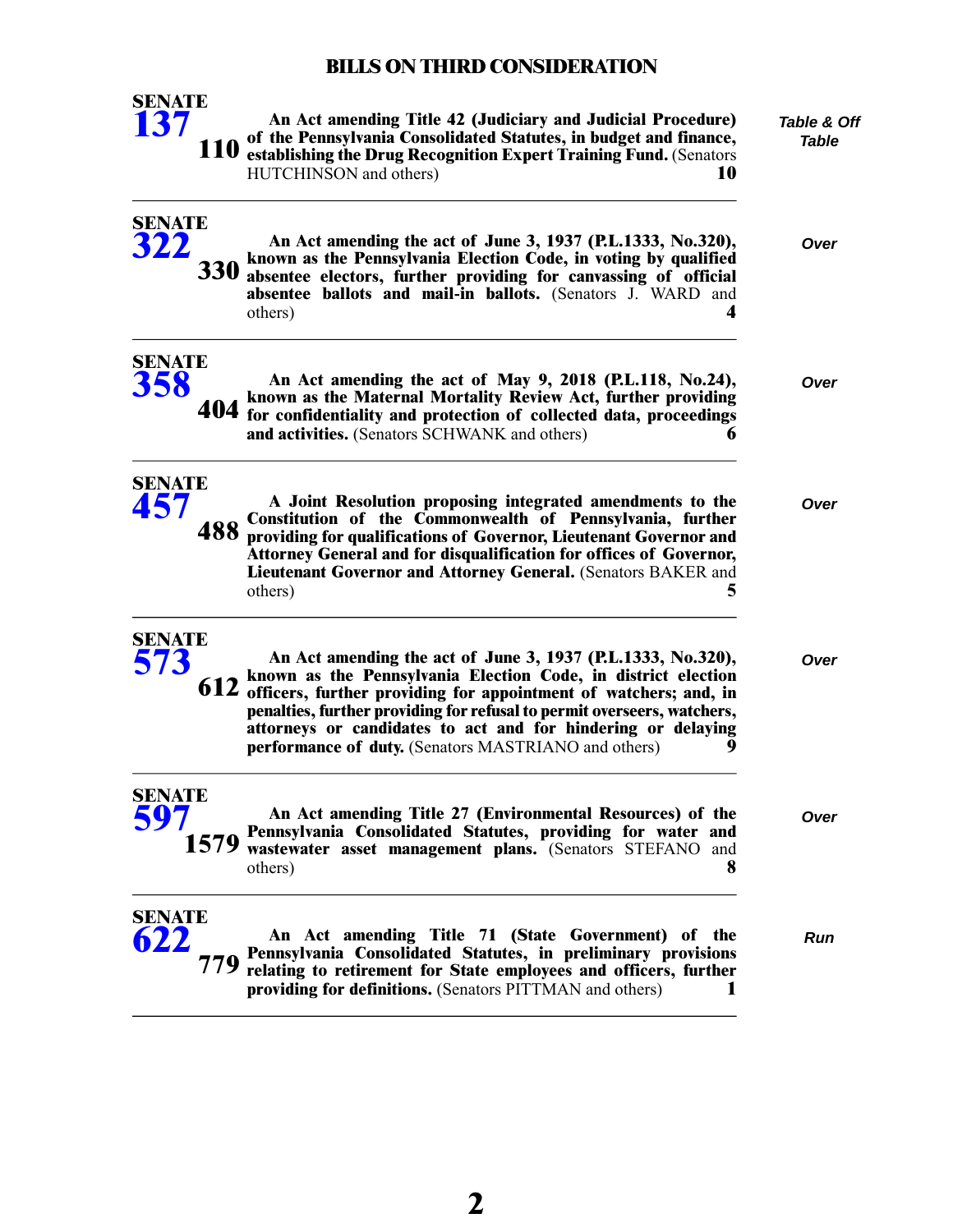## BILLS ON THIRD CONSIDERATION

| Bill | Printer's No. | Description | Status |
|---|---|---|---|
| SENATE 137 | 110 | **An Act amending Title 42 (Judiciary and Judicial Procedure) of the Pennsylvania Consolidated Statutes, in budget and finance, establishing the Drug Recognition Expert Training Fund.** (Senators HUTCHINSON and others) **10** | *Table & Off Table* |
| SENATE 322 | 330 | **An Act amending the act of June 3, 1937 (P.L.1333, No.320), known as the Pennsylvania Election Code, in voting by qualified absentee electors, further providing for canvassing of official absentee ballots and mail-in ballots.** (Senators J. WARD and others) **4** | *Over* |
| SENATE 358 | 404 | **An Act amending the act of May 9, 2018 (P.L.118, No.24), known as the Maternal Mortality Review Act, further providing for confidentiality and protection of collected data, proceedings and activities.** (Senators SCHWANK and others) **6** | *Over* |
| SENATE 457 | 488 | **A Joint Resolution proposing integrated amendments to the Constitution of the Commonwealth of Pennsylvania, further providing for qualifications of Governor, Lieutenant Governor and Attorney General and for disqualification for offices of Governor, Lieutenant Governor and Attorney General.** (Senators BAKER and others) **5** | *Over* |
| SENATE 573 | 612 | **An Act amending the act of June 3, 1937 (P.L.1333, No.320), known as the Pennsylvania Election Code, in district election officers, further providing for appointment of watchers; and, in penalties, further providing for refusal to permit overseers, watchers, attorneys or candidates to act and for hindering or delaying performance of duty.** (Senators MASTRIANO and others) **9** | *Over* |
| SENATE 597 | 1579 | **An Act amending Title 27 (Environmental Resources) of the Pennsylvania Consolidated Statutes, providing for water and wastewater asset management plans.** (Senators STEFANO and others) **8** | *Over* |
| SENATE 622 | 779 | **An Act amending Title 71 (State Government) of the Pennsylvania Consolidated Statutes, in preliminary provisions relating to retirement for State employees and officers, further providing for definitions.** (Senators PITTMAN and others) **1** | *Run* |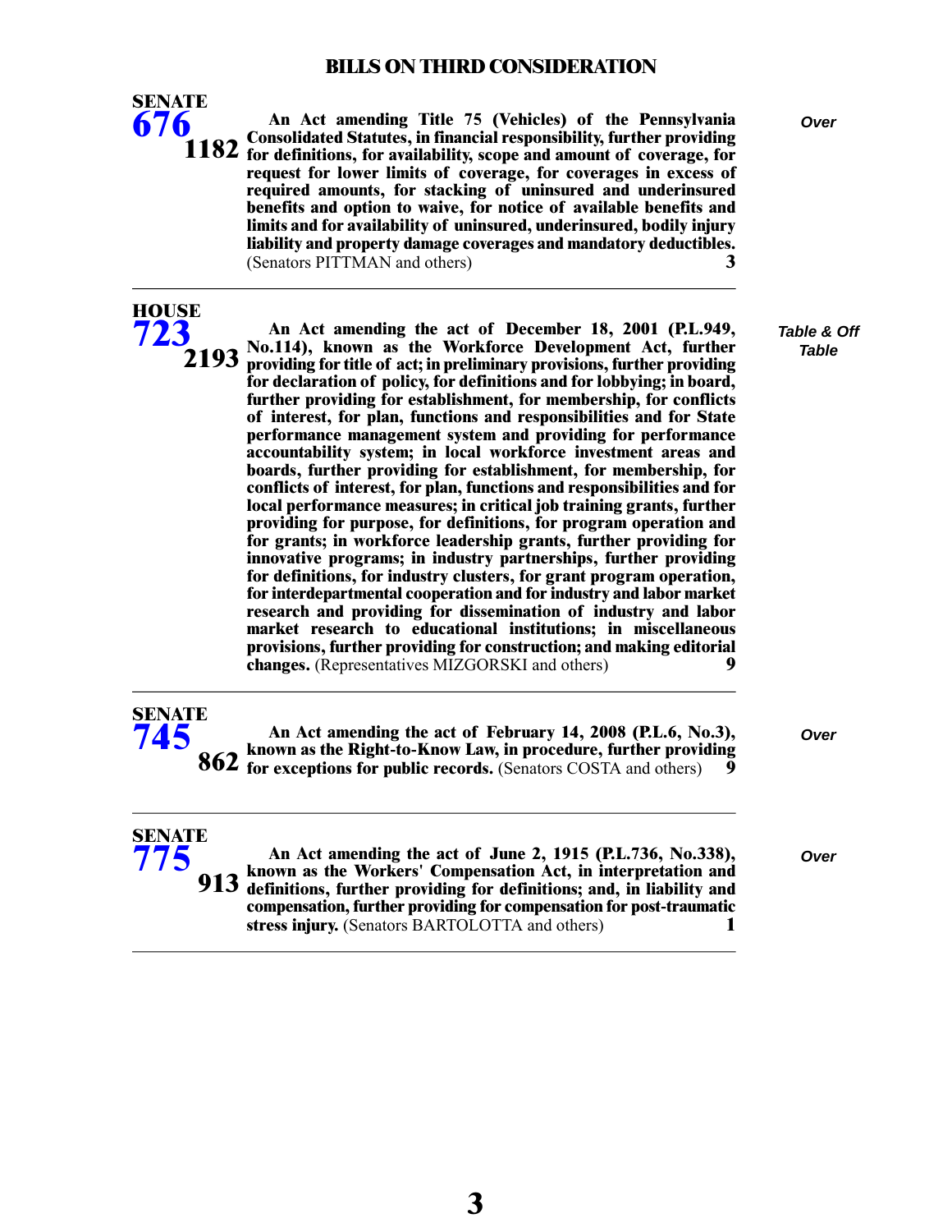## BILLS ON THIRD CONSIDERATION

**SENATE**
**676**
**1182**

**An Act amending Title 75 (Vehicles) of the Pennsylvania Consolidated Statutes, in financial responsibility, further providing for definitions, for availability, scope and amount of coverage, for request for lower limits of coverage, for coverages in excess of required amounts, for stacking of uninsured and underinsured benefits and option to waive, for notice of available benefits and limits and for availability of uninsured, underinsured, bodily injury liability and property damage coverages and mandatory deductibles.** (Senators PITTMAN and others) **3**

*Over*

---

**HOUSE**
**723**
**2193**

**An Act amending the act of December 18, 2001 (P.L.949, No.114), known as the Workforce Development Act, further providing for title of act; in preliminary provisions, further providing for declaration of policy, for definitions and for lobbying; in board, further providing for establishment, for membership, for conflicts of interest, for plan, functions and responsibilities and for State performance management system and providing for performance accountability system; in local workforce investment areas and boards, further providing for establishment, for membership, for conflicts of interest, for plan, functions and responsibilities and for local performance measures; in critical job training grants, further providing for purpose, for definitions, for program operation and for grants; in workforce leadership grants, further providing for innovative programs; in industry partnerships, further providing for definitions, for industry clusters, for grant program operation, for interdepartmental cooperation and for industry and labor market research and providing for dissemination of industry and labor market research to educational institutions; in miscellaneous provisions, further providing for construction; and making editorial changes.** (Representatives MIZGORSKI and others) **9**

*Table & Off Table*

---

**SENATE**
**745**
**862**

**An Act amending the act of February 14, 2008 (P.L.6, No.3), known as the Right-to-Know Law, in procedure, further providing for exceptions for public records.** (Senators COSTA and others) **9**

*Over*

---

**SENATE**
**775**
**913**

**An Act amending the act of June 2, 1915 (P.L.736, No.338), known as the Workers' Compensation Act, in interpretation and definitions, further providing for definitions; and, in liability and compensation, further providing for compensation for post-traumatic stress injury.** (Senators BARTOLOTTA and others) **1**

*Over*

---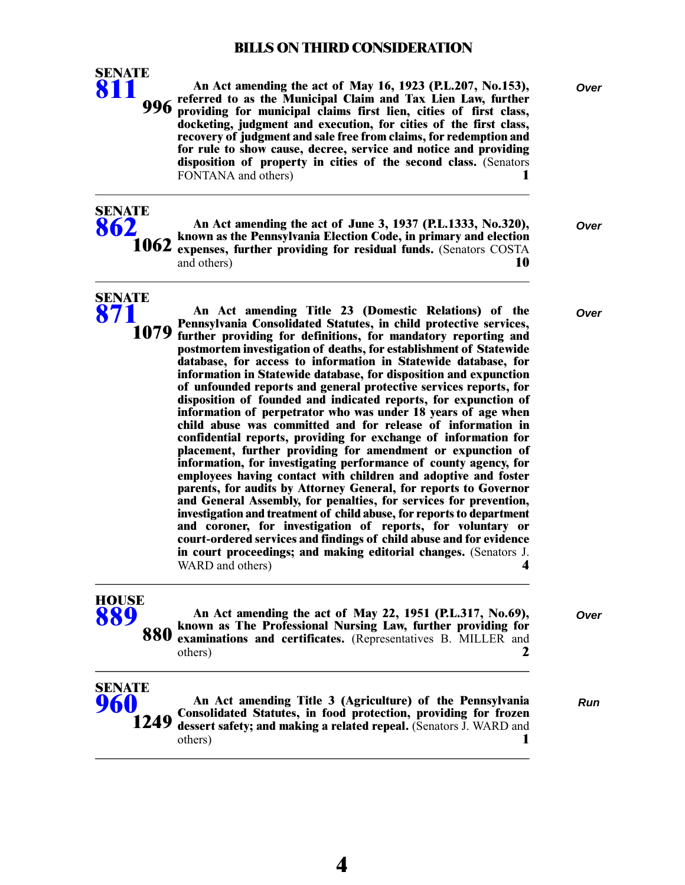## BILLS ON THIRD CONSIDERATION

**SENATE 811** — Printer's No. **996**

**An Act amending the act of May 16, 1923 (P.L.207, No.153), referred to as the Municipal Claim and Tax Lien Law, further providing for municipal claims first lien, cities of first class, docketing, judgment and execution, for cities of the first class, recovery of judgment and sale free from claims, for redemption and for rule to show cause, decree, service and notice and providing disposition of property in cities of the second class.** (Senators FONTANA and others) **1**

*Over*

---

**SENATE 862** — Printer's No. **1062**

**An Act amending the act of June 3, 1937 (P.L.1333, No.320), known as the Pennsylvania Election Code, in primary and election expenses, further providing for residual funds.** (Senators COSTA and others) **10**

*Over*

---

**SENATE 871** — Printer's No. **1079**

**An Act amending Title 23 (Domestic Relations) of the Pennsylvania Consolidated Statutes, in child protective services, further providing for definitions, for mandatory reporting and postmortem investigation of deaths, for establishment of Statewide database, for access to information in Statewide database, for information in Statewide database, for disposition and expunction of unfounded reports and general protective services reports, for disposition of founded and indicated reports, for expunction of information of perpetrator who was under 18 years of age when child abuse was committed and for release of information in confidential reports, providing for exchange of information for placement, further providing for amendment or expunction of information, for investigating performance of county agency, for employees having contact with children and adoptive and foster parents, for audits by Attorney General, for reports to Governor and General Assembly, for penalties, for services for prevention, investigation and treatment of child abuse, for reports to department and coroner, for investigation of reports, for voluntary or court-ordered services and findings of child abuse and for evidence in court proceedings; and making editorial changes.** (Senators J. WARD and others) **4**

*Over*

---

**HOUSE 889** — Printer's No. **880**

**An Act amending the act of May 22, 1951 (P.L.317, No.69), known as The Professional Nursing Law, further providing for examinations and certificates.** (Representatives B. MILLER and others) **2**

*Over*

---

**SENATE 960** — Printer's No. **1249**

**An Act amending Title 3 (Agriculture) of the Pennsylvania Consolidated Statutes, in food protection, providing for frozen dessert safety; and making a related repeal.** (Senators J. WARD and others) **1**

*Run*

---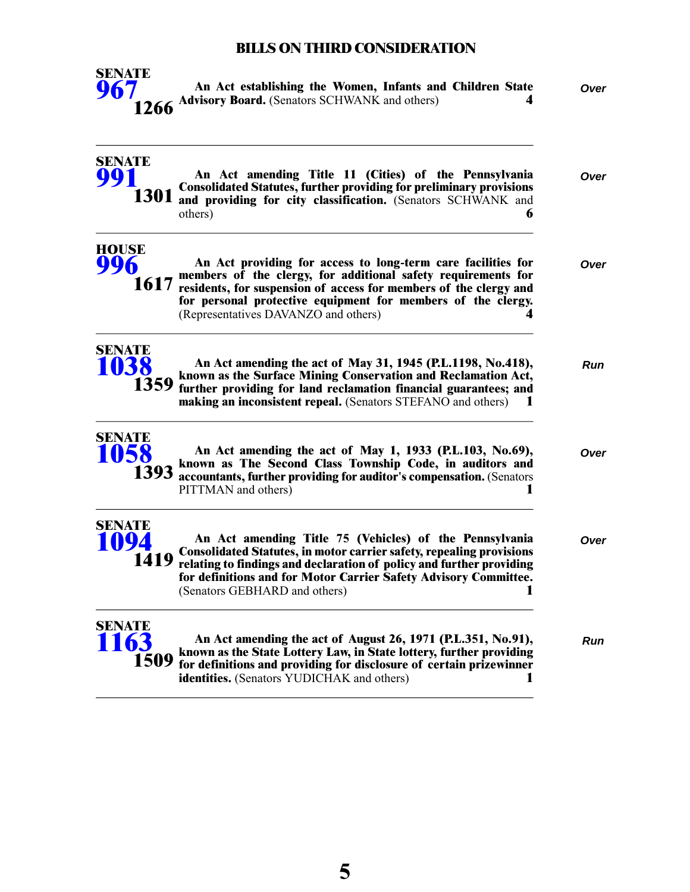## BILLS ON THIRD CONSIDERATION

**SENATE 967** **1266** — **An Act establishing the Women, Infants and Children State Advisory Board.** (Senators SCHWANK and others) **4** — *Over*

---

**SENATE 991** **1301** — **An Act amending Title 11 (Cities) of the Pennsylvania Consolidated Statutes, further providing for preliminary provisions and providing for city classification.** (Senators SCHWANK and others) **6** — *Over*

---

**HOUSE 996** **1617** — **An Act providing for access to long-term care facilities for members of the clergy, for additional safety requirements for residents, for suspension of access for members of the clergy and for personal protective equipment for members of the clergy.** (Representatives DAVANZO and others) **4** — *Over*

---

**SENATE 1038** **1359** — **An Act amending the act of May 31, 1945 (P.L.1198, No.418), known as the Surface Mining Conservation and Reclamation Act, further providing for land reclamation financial guarantees; and making an inconsistent repeal.** (Senators STEFANO and others) **1** — *Run*

---

**SENATE 1058** **1393** — **An Act amending the act of May 1, 1933 (P.L.103, No.69), known as The Second Class Township Code, in auditors and accountants, further providing for auditor's compensation.** (Senators PITTMAN and others) **1** — *Over*

---

**SENATE 1094** **1419** — **An Act amending Title 75 (Vehicles) of the Pennsylvania Consolidated Statutes, in motor carrier safety, repealing provisions relating to findings and declaration of policy and further providing for definitions and for Motor Carrier Safety Advisory Committee.** (Senators GEBHARD and others) **1** — *Over*

---

**SENATE 1163** **1509** — **An Act amending the act of August 26, 1971 (P.L.351, No.91), known as the State Lottery Law, in State lottery, further providing for definitions and providing for disclosure of certain prizewinner identities.** (Senators YUDICHAK and others) **1** — *Run*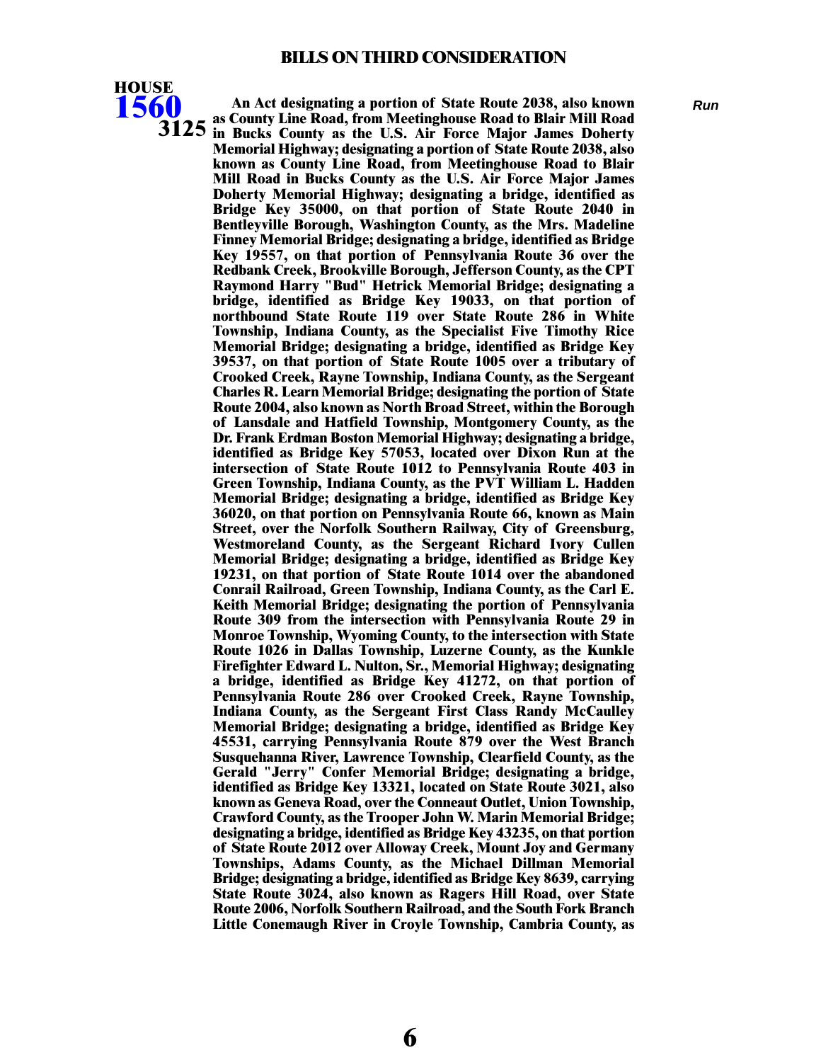## BILLS ON THIRD CONSIDERATION

**HOUSE 1560** **3125**

**An Act designating a portion of State Route 2038, also known as County Line Road, from Meetinghouse Road to Blair Mill Road in Bucks County as the U.S. Air Force Major James Doherty Memorial Highway; designating a portion of State Route 2038, also known as County Line Road, from Meetinghouse Road to Blair Mill Road in Bucks County as the U.S. Air Force Major James Doherty Memorial Highway; designating a bridge, identified as Bridge Key 35000, on that portion of State Route 2040 in Bentleyville Borough, Washington County, as the Mrs. Madeline Finney Memorial Bridge; designating a bridge, identified as Bridge Key 19557, on that portion of Pennsylvania Route 36 over the Redbank Creek, Brookville Borough, Jefferson County, as the CPT Raymond Harry "Bud" Hetrick Memorial Bridge; designating a bridge, identified as Bridge Key 19033, on that portion of northbound State Route 119 over State Route 286 in White Township, Indiana County, as the Specialist Five Timothy Rice Memorial Bridge; designating a bridge, identified as Bridge Key 39537, on that portion of State Route 1005 over a tributary of Crooked Creek, Rayne Township, Indiana County, as the Sergeant Charles R. Learn Memorial Bridge; designating the portion of State Route 2004, also known as North Broad Street, within the Borough of Lansdale and Hatfield Township, Montgomery County, as the Dr. Frank Erdman Boston Memorial Highway; designating a bridge, identified as Bridge Key 57053, located over Dixon Run at the intersection of State Route 1012 to Pennsylvania Route 403 in Green Township, Indiana County, as the PVT William L. Hadden Memorial Bridge; designating a bridge, identified as Bridge Key 36020, on that portion on Pennsylvania Route 66, known as Main Street, over the Norfolk Southern Railway, City of Greensburg, Westmoreland County, as the Sergeant Richard Ivory Cullen Memorial Bridge; designating a bridge, identified as Bridge Key 19231, on that portion of State Route 1014 over the abandoned Conrail Railroad, Green Township, Indiana County, as the Carl E. Keith Memorial Bridge; designating the portion of Pennsylvania Route 309 from the intersection with Pennsylvania Route 29 in Monroe Township, Wyoming County, to the intersection with State Route 1026 in Dallas Township, Luzerne County, as the Kunkle Firefighter Edward L. Nulton, Sr., Memorial Highway; designating a bridge, identified as Bridge Key 41272, on that portion of Pennsylvania Route 286 over Crooked Creek, Rayne Township, Indiana County, as the Sergeant First Class Randy McCaulley Memorial Bridge; designating a bridge, identified as Bridge Key 45531, carrying Pennsylvania Route 879 over the West Branch Susquehanna River, Lawrence Township, Clearfield County, as the Gerald "Jerry" Confer Memorial Bridge; designating a bridge, identified as Bridge Key 13321, located on State Route 3021, also known as Geneva Road, over the Conneaut Outlet, Union Township, Crawford County, as the Trooper John W. Marin Memorial Bridge; designating a bridge, identified as Bridge Key 43235, on that portion of State Route 2012 over Alloway Creek, Mount Joy and Germany Townships, Adams County, as the Michael Dillman Memorial Bridge; designating a bridge, identified as Bridge Key 8639, carrying State Route 3024, also known as Ragers Hill Road, over State Route 2006, Norfolk Southern Railroad, and the South Fork Branch Little Conemaugh River in Croyle Township, Cambria County, as**

*Run*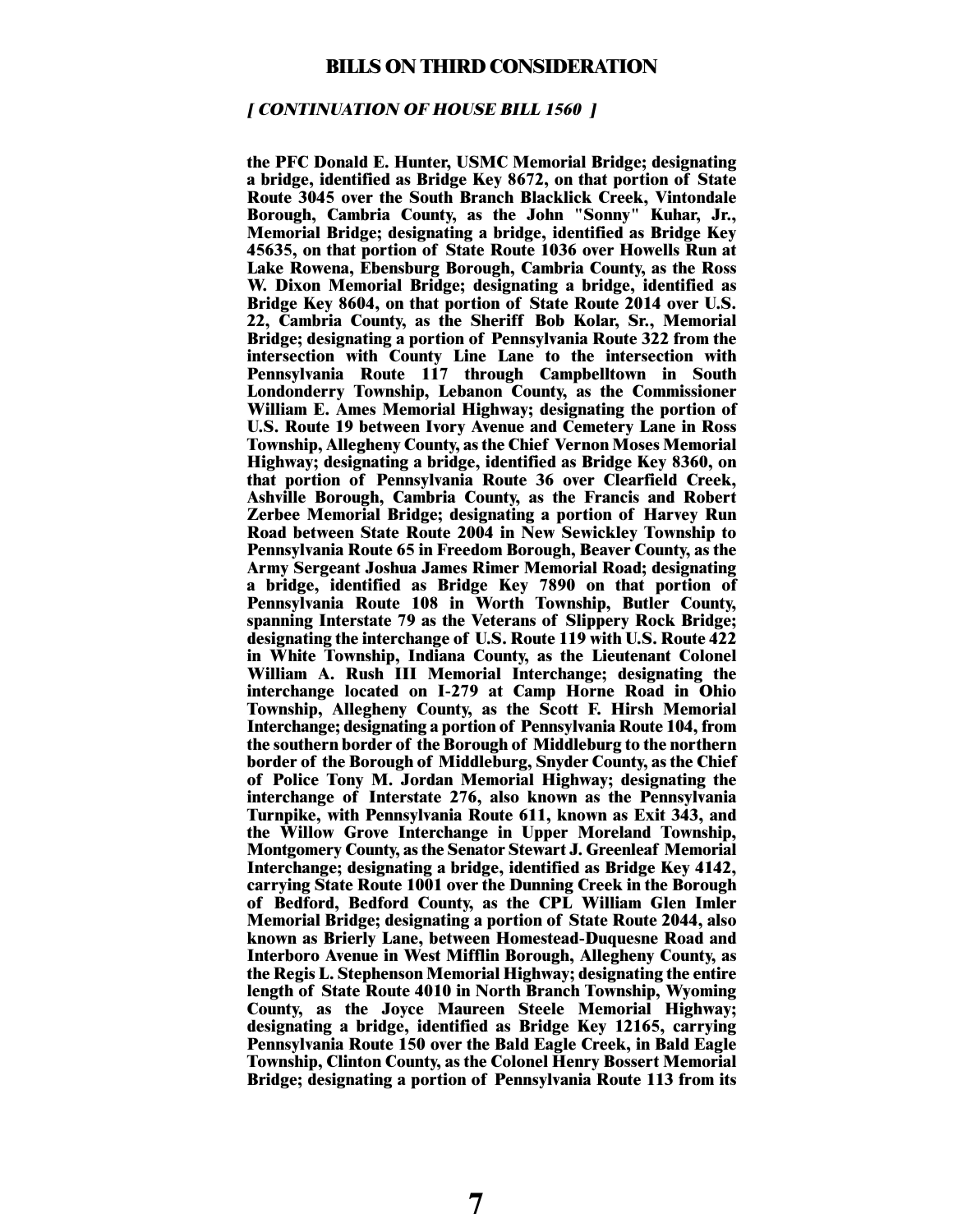## BILLS ON THIRD CONSIDERATION

*[ CONTINUATION OF HOUSE BILL 1560 ]*

**the PFC Donald E. Hunter, USMC Memorial Bridge; designating a bridge, identified as Bridge Key 8672, on that portion of State Route 3045 over the South Branch Blacklick Creek, Vintondale Borough, Cambria County, as the John "Sonny" Kuhar, Jr., Memorial Bridge; designating a bridge, identified as Bridge Key 45635, on that portion of State Route 1036 over Howells Run at Lake Rowena, Ebensburg Borough, Cambria County, as the Ross W. Dixon Memorial Bridge; designating a bridge, identified as Bridge Key 8604, on that portion of State Route 2014 over U.S. 22, Cambria County, as the Sheriff Bob Kolar, Sr., Memorial Bridge; designating a portion of Pennsylvania Route 322 from the intersection with County Line Lane to the intersection with Pennsylvania Route 117 through Campbelltown in South Londonderry Township, Lebanon County, as the Commissioner William E. Ames Memorial Highway; designating the portion of U.S. Route 19 between Ivory Avenue and Cemetery Lane in Ross Township, Allegheny County, as the Chief Vernon Moses Memorial Highway; designating a bridge, identified as Bridge Key 8360, on that portion of Pennsylvania Route 36 over Clearfield Creek, Ashville Borough, Cambria County, as the Francis and Robert Zerbee Memorial Bridge; designating a portion of Harvey Run Road between State Route 2004 in New Sewickley Township to Pennsylvania Route 65 in Freedom Borough, Beaver County, as the Army Sergeant Joshua James Rimer Memorial Road; designating a bridge, identified as Bridge Key 7890 on that portion of Pennsylvania Route 108 in Worth Township, Butler County, spanning Interstate 79 as the Veterans of Slippery Rock Bridge; designating the interchange of U.S. Route 119 with U.S. Route 422 in White Township, Indiana County, as the Lieutenant Colonel William A. Rush III Memorial Interchange; designating the interchange located on I-279 at Camp Horne Road in Ohio Township, Allegheny County, as the Scott F. Hirsh Memorial Interchange; designating a portion of Pennsylvania Route 104, from the southern border of the Borough of Middleburg to the northern border of the Borough of Middleburg, Snyder County, as the Chief of Police Tony M. Jordan Memorial Highway; designating the interchange of Interstate 276, also known as the Pennsylvania Turnpike, with Pennsylvania Route 611, known as Exit 343, and the Willow Grove Interchange in Upper Moreland Township, Montgomery County, as the Senator Stewart J. Greenleaf Memorial Interchange; designating a bridge, identified as Bridge Key 4142, carrying State Route 1001 over the Dunning Creek in the Borough of Bedford, Bedford County, as the CPL William Glen Imler Memorial Bridge; designating a portion of State Route 2044, also known as Brierly Lane, between Homestead-Duquesne Road and Interboro Avenue in West Mifflin Borough, Allegheny County, as the Regis L. Stephenson Memorial Highway; designating the entire length of State Route 4010 in North Branch Township, Wyoming County, as the Joyce Maureen Steele Memorial Highway; designating a bridge, identified as Bridge Key 12165, carrying Pennsylvania Route 150 over the Bald Eagle Creek, in Bald Eagle Township, Clinton County, as the Colonel Henry Bossert Memorial Bridge; designating a portion of Pennsylvania Route 113 from its**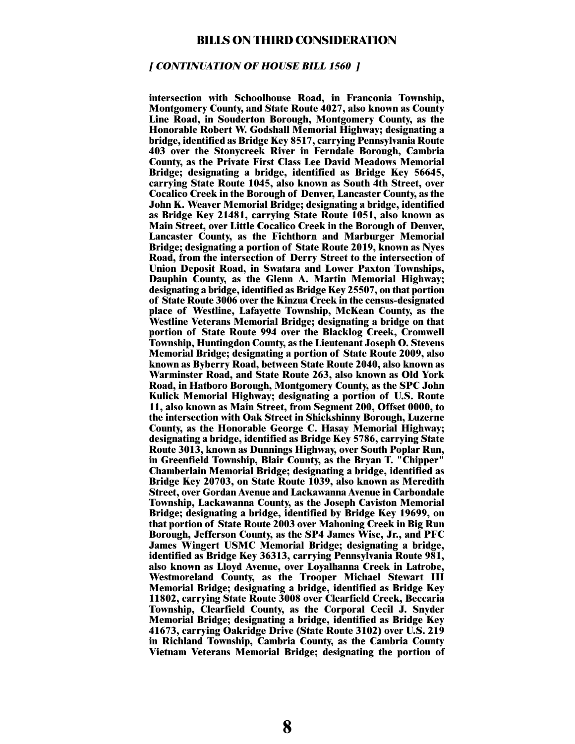## BILLS ON THIRD CONSIDERATION

***[ CONTINUATION OF HOUSE BILL 1560 ]***

**intersection with Schoolhouse Road, in Franconia Township, Montgomery County, and State Route 4027, also known as County Line Road, in Souderton Borough, Montgomery County, as the Honorable Robert W. Godshall Memorial Highway; designating a bridge, identified as Bridge Key 8517, carrying Pennsylvania Route 403 over the Stonycreek River in Ferndale Borough, Cambria County, as the Private First Class Lee David Meadows Memorial Bridge; designating a bridge, identified as Bridge Key 56645, carrying State Route 1045, also known as South 4th Street, over Cocalico Creek in the Borough of Denver, Lancaster County, as the John K. Weaver Memorial Bridge; designating a bridge, identified as Bridge Key 21481, carrying State Route 1051, also known as Main Street, over Little Cocalico Creek in the Borough of Denver, Lancaster County, as the Fichthorn and Marburger Memorial Bridge; designating a portion of State Route 2019, known as Nyes Road, from the intersection of Derry Street to the intersection of Union Deposit Road, in Swatara and Lower Paxton Townships, Dauphin County, as the Glenn A. Martin Memorial Highway; designating a bridge, identified as Bridge Key 25507, on that portion of State Route 3006 over the Kinzua Creek in the census-designated place of Westline, Lafayette Township, McKean County, as the Westline Veterans Memorial Bridge; designating a bridge on that portion of State Route 994 over the Blacklog Creek, Cromwell Township, Huntingdon County, as the Lieutenant Joseph O. Stevens Memorial Bridge; designating a portion of State Route 2009, also known as Byberry Road, between State Route 2040, also known as Warminster Road, and State Route 263, also known as Old York Road, in Hatboro Borough, Montgomery County, as the SPC John Kulick Memorial Highway; designating a portion of U.S. Route 11, also known as Main Street, from Segment 200, Offset 0000, to the intersection with Oak Street in Shickshinny Borough, Luzerne County, as the Honorable George C. Hasay Memorial Highway; designating a bridge, identified as Bridge Key 5786, carrying State Route 3013, known as Dunnings Highway, over South Poplar Run, in Greenfield Township, Blair County, as the Bryan T. "Chipper" Chamberlain Memorial Bridge; designating a bridge, identified as Bridge Key 20703, on State Route 1039, also known as Meredith Street, over Gordan Avenue and Lackawanna Avenue in Carbondale Township, Lackawanna County, as the Joseph Caviston Memorial Bridge; designating a bridge, identified by Bridge Key 19699, on that portion of State Route 2003 over Mahoning Creek in Big Run Borough, Jefferson County, as the SP4 James Wise, Jr., and PFC James Wingert USMC Memorial Bridge; designating a bridge, identified as Bridge Key 36313, carrying Pennsylvania Route 981, also known as Lloyd Avenue, over Loyalhanna Creek in Latrobe, Westmoreland County, as the Trooper Michael Stewart III Memorial Bridge; designating a bridge, identified as Bridge Key 11802, carrying State Route 3008 over Clearfield Creek, Beccaria Township, Clearfield County, as the Corporal Cecil J. Snyder Memorial Bridge; designating a bridge, identified as Bridge Key 41673, carrying Oakridge Drive (State Route 3102) over U.S. 219 in Richland Township, Cambria County, as the Cambria County Vietnam Veterans Memorial Bridge; designating the portion of**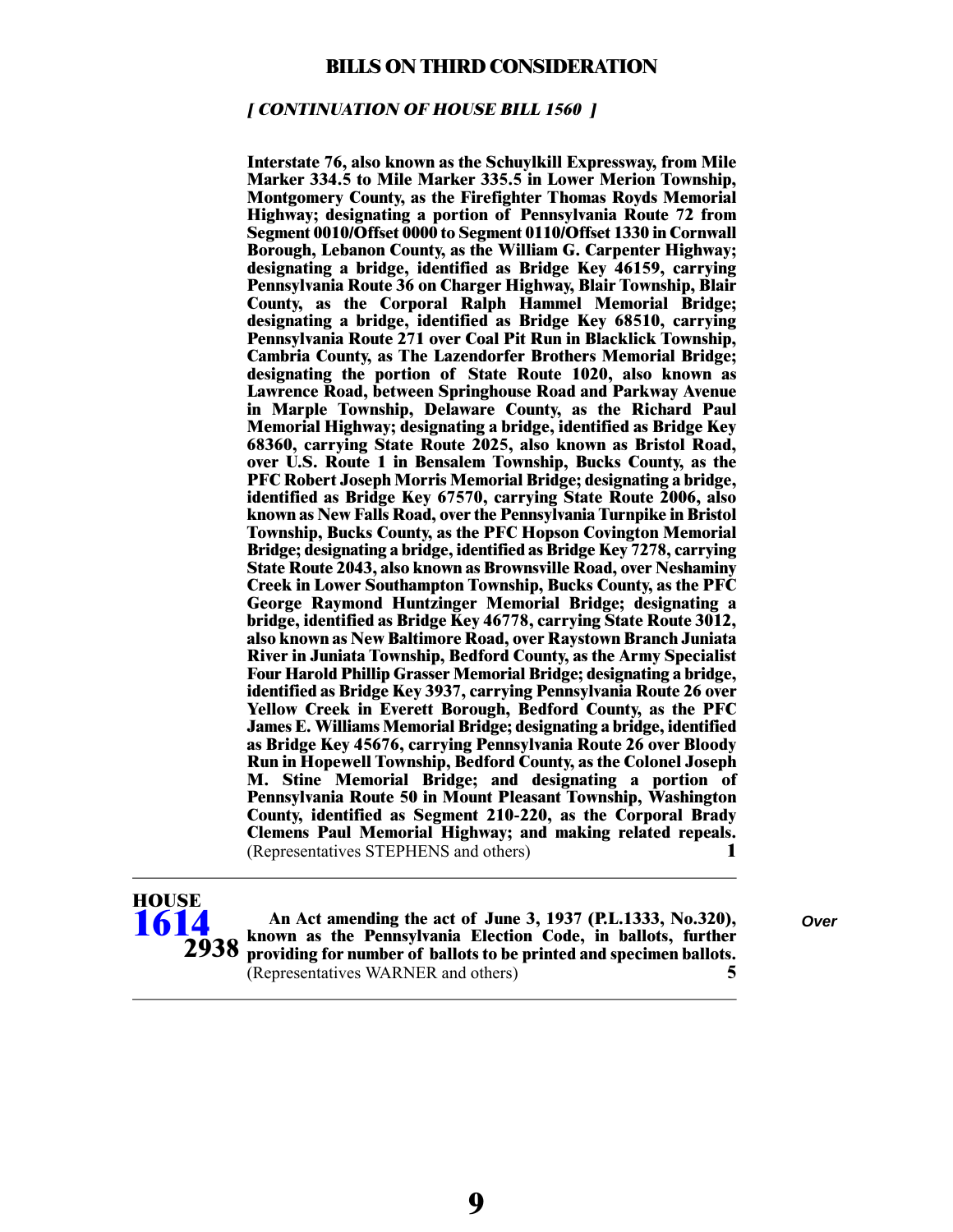## BILLS ON THIRD CONSIDERATION

*[ CONTINUATION OF HOUSE BILL 1560 ]*

**Interstate 76, also known as the Schuylkill Expressway, from Mile Marker 334.5 to Mile Marker 335.5 in Lower Merion Township, Montgomery County, as the Firefighter Thomas Royds Memorial Highway; designating a portion of Pennsylvania Route 72 from Segment 0010/Offset 0000 to Segment 0110/Offset 1330 in Cornwall Borough, Lebanon County, as the William G. Carpenter Highway; designating a bridge, identified as Bridge Key 46159, carrying Pennsylvania Route 36 on Charger Highway, Blair Township, Blair County, as the Corporal Ralph Hammel Memorial Bridge; designating a bridge, identified as Bridge Key 68510, carrying Pennsylvania Route 271 over Coal Pit Run in Blacklick Township, Cambria County, as The Lazendorfer Brothers Memorial Bridge; designating the portion of State Route 1020, also known as Lawrence Road, between Springhouse Road and Parkway Avenue in Marple Township, Delaware County, as the Richard Paul Memorial Highway; designating a bridge, identified as Bridge Key 68360, carrying State Route 2025, also known as Bristol Road, over U.S. Route 1 in Bensalem Township, Bucks County, as the PFC Robert Joseph Morris Memorial Bridge; designating a bridge, identified as Bridge Key 67570, carrying State Route 2006, also known as New Falls Road, over the Pennsylvania Turnpike in Bristol Township, Bucks County, as the PFC Hopson Covington Memorial Bridge; designating a bridge, identified as Bridge Key 7278, carrying State Route 2043, also known as Brownsville Road, over Neshaminy Creek in Lower Southampton Township, Bucks County, as the PFC George Raymond Huntzinger Memorial Bridge; designating a bridge, identified as Bridge Key 46778, carrying State Route 3012, also known as New Baltimore Road, over Raystown Branch Juniata River in Juniata Township, Bedford County, as the Army Specialist Four Harold Phillip Grasser Memorial Bridge; designating a bridge, identified as Bridge Key 3937, carrying Pennsylvania Route 26 over Yellow Creek in Everett Borough, Bedford County, as the PFC James E. Williams Memorial Bridge; designating a bridge, identified as Bridge Key 45676, carrying Pennsylvania Route 26 over Bloody Run in Hopewell Township, Bedford County, as the Colonel Joseph M. Stine Memorial Bridge; and designating a portion of Pennsylvania Route 50 in Mount Pleasant Township, Washington County, identified as Segment 210-220, as the Corporal Brady Clemens Paul Memorial Highway; and making related repeals.** (Representatives STEPHENS and others) **1**

---

**HOUSE 1614** **2938** — **An Act amending the act of June 3, 1937 (P.L.1333, No.320), known as the Pennsylvania Election Code, in ballots, further providing for number of ballots to be printed and specimen ballots.** (Representatives WARNER and others) **5** *Over*

---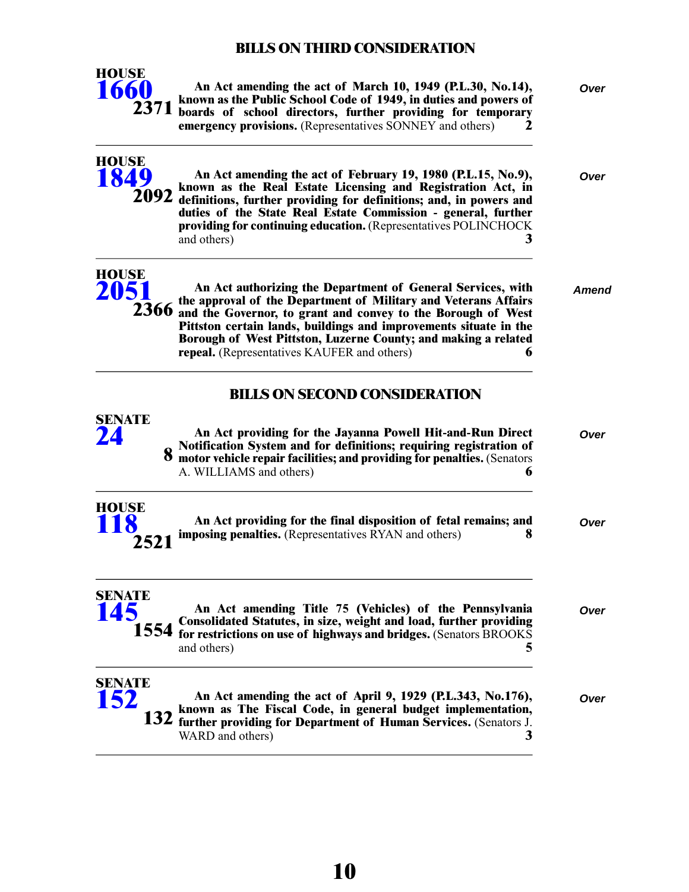## BILLS ON THIRD CONSIDERATION

**HOUSE**
**1660**
**2371**

**An Act amending the act of March 10, 1949 (P.L.30, No.14), known as the Public School Code of 1949, in duties and powers of boards of school directors, further providing for temporary emergency provisions.** (Representatives SONNEY and others) **2**

*Over*

---

**HOUSE**
**1849**
**2092**

**An Act amending the act of February 19, 1980 (P.L.15, No.9), known as the Real Estate Licensing and Registration Act, in definitions, further providing for definitions; and, in powers and duties of the State Real Estate Commission - general, further providing for continuing education.** (Representatives POLINCHOCK and others) **3**

*Over*

---

**HOUSE**
**2051**
**2366**

**An Act authorizing the Department of General Services, with the approval of the Department of Military and Veterans Affairs and the Governor, to grant and convey to the Borough of West Pittston certain lands, buildings and improvements situate in the Borough of West Pittston, Luzerne County; and making a related repeal.** (Representatives KAUFER and others) **6**

*Amend*

---

## BILLS ON SECOND CONSIDERATION

**SENATE**
**24**
**8**

**An Act providing for the Jayanna Powell Hit-and-Run Direct Notification System and for definitions; requiring registration of motor vehicle repair facilities; and providing for penalties.** (Senators A. WILLIAMS and others) **6**

*Over*

---

**HOUSE**
**118**
**2521**

**An Act providing for the final disposition of fetal remains; and imposing penalties.** (Representatives RYAN and others) **8**

*Over*

---

**SENATE**
**145**
**1554**

**An Act amending Title 75 (Vehicles) of the Pennsylvania Consolidated Statutes, in size, weight and load, further providing for restrictions on use of highways and bridges.** (Senators BROOKS and others) **5**

*Over*

---

**SENATE**
**152**
**132**

**An Act amending the act of April 9, 1929 (P.L.343, No.176), known as The Fiscal Code, in general budget implementation, further providing for Department of Human Services.** (Senators J. WARD and others) **3**

*Over*

---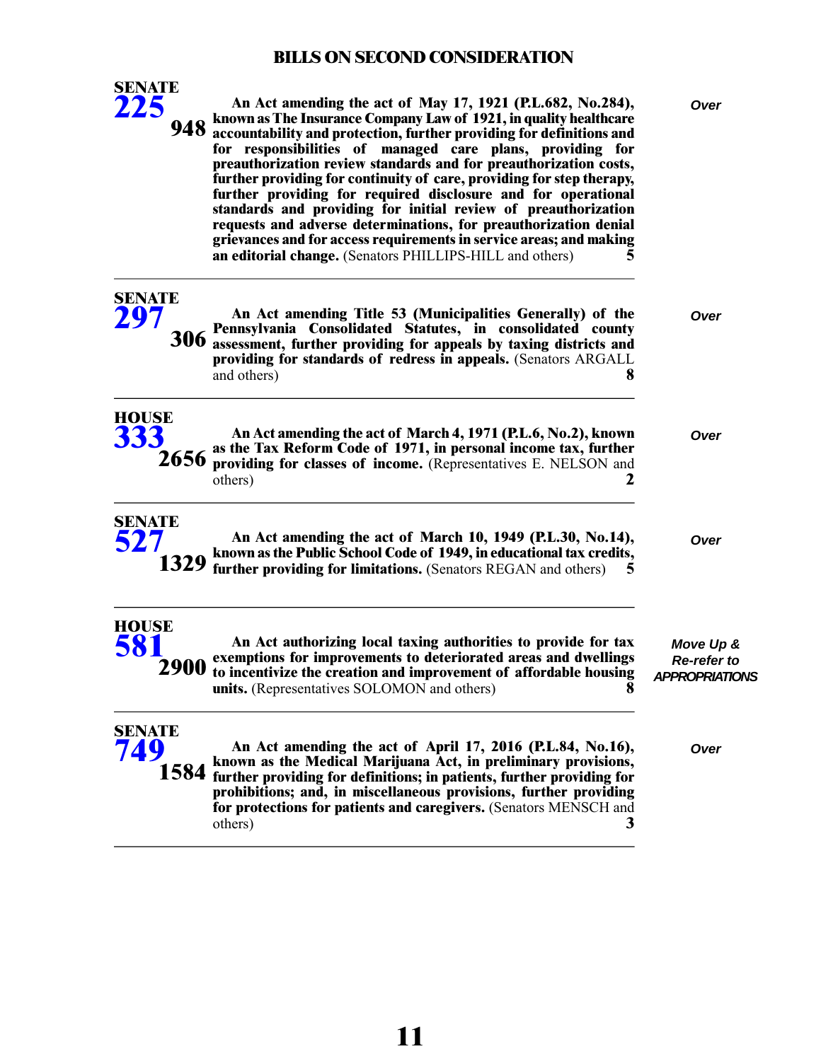## BILLS ON SECOND CONSIDERATION

| Bill | Description | Action |
|---|---|---|
| **SENATE 225** **948** | **An Act amending the act of May 17, 1921 (P.L.682, No.284), known as The Insurance Company Law of 1921, in quality healthcare accountability and protection, further providing for definitions and for responsibilities of managed care plans, providing for preauthorization review standards and for preauthorization costs, further providing for continuity of care, providing for step therapy, further providing for required disclosure and for operational standards and providing for initial review of preauthorization requests and adverse determinations, for preauthorization denial grievances and for access requirements in service areas; and making an editorial change.** (Senators PHILLIPS-HILL and others) **5** | *Over* |
| **SENATE 297** **306** | **An Act amending Title 53 (Municipalities Generally) of the Pennsylvania Consolidated Statutes, in consolidated county assessment, further providing for appeals by taxing districts and providing for standards of redress in appeals.** (Senators ARGALL and others) **8** | *Over* |
| **HOUSE 333** **2656** | **An Act amending the act of March 4, 1971 (P.L.6, No.2), known as the Tax Reform Code of 1971, in personal income tax, further providing for classes of income.** (Representatives E. NELSON and others) **2** | *Over* |
| **SENATE 527** **1329** | **An Act amending the act of March 10, 1949 (P.L.30, No.14), known as the Public School Code of 1949, in educational tax credits, further providing for limitations.** (Senators REGAN and others) **5** | *Over* |
| **HOUSE 581** **2900** | **An Act authorizing local taxing authorities to provide for tax exemptions for improvements to deteriorated areas and dwellings to incentivize the creation and improvement of affordable housing units.** (Representatives SOLOMON and others) **8** | *Move Up & Re-refer to APPROPRIATIONS* |
| **SENATE 749** **1584** | **An Act amending the act of April 17, 2016 (P.L.84, No.16), known as the Medical Marijuana Act, in preliminary provisions, further providing for definitions; in patients, further providing for prohibitions; and, in miscellaneous provisions, further providing for protections for patients and caregivers.** (Senators MENSCH and others) **3** | *Over* |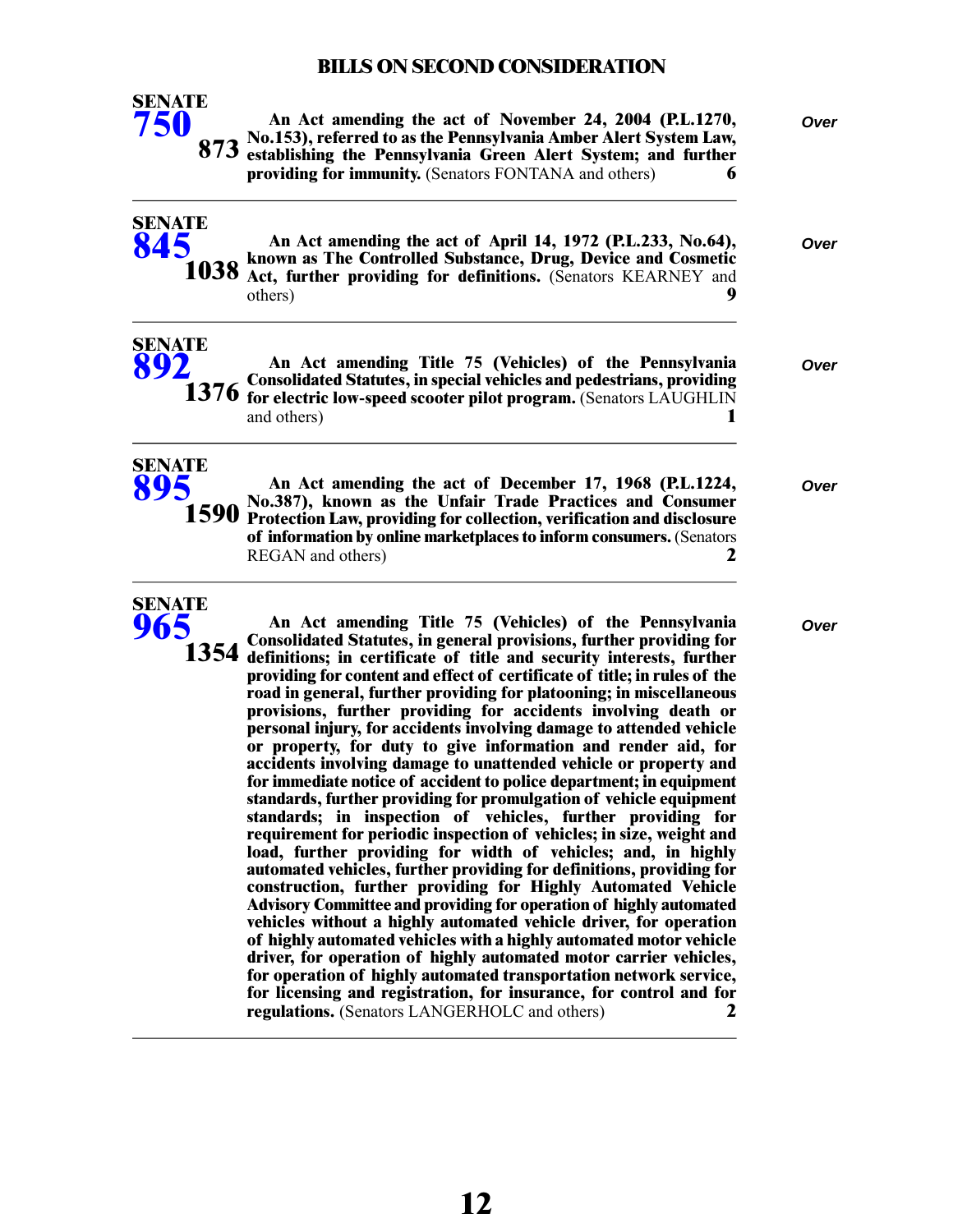## BILLS ON SECOND CONSIDERATION

**SENATE 750** **873**

**An Act amending the act of November 24, 2004 (P.L.1270, No.153), referred to as the Pennsylvania Amber Alert System Law, establishing the Pennsylvania Green Alert System; and further providing for immunity.** (Senators FONTANA and others) **6**

*Over*

---

**SENATE 845** **1038**

**An Act amending the act of April 14, 1972 (P.L.233, No.64), known as The Controlled Substance, Drug, Device and Cosmetic Act, further providing for definitions.** (Senators KEARNEY and others) **9**

*Over*

---

**SENATE 892** **1376**

**An Act amending Title 75 (Vehicles) of the Pennsylvania Consolidated Statutes, in special vehicles and pedestrians, providing for electric low-speed scooter pilot program.** (Senators LAUGHLIN and others) **1**

*Over*

---

**SENATE 895** **1590**

**An Act amending the act of December 17, 1968 (P.L.1224, No.387), known as the Unfair Trade Practices and Consumer Protection Law, providing for collection, verification and disclosure of information by online marketplaces to inform consumers.** (Senators REGAN and others) **2**

*Over*

---

**SENATE 965** **1354**

**An Act amending Title 75 (Vehicles) of the Pennsylvania Consolidated Statutes, in general provisions, further providing for definitions; in certificate of title and security interests, further providing for content and effect of certificate of title; in rules of the road in general, further providing for platooning; in miscellaneous provisions, further providing for accidents involving death or personal injury, for accidents involving damage to attended vehicle or property, for duty to give information and render aid, for accidents involving damage to unattended vehicle or property and for immediate notice of accident to police department; in equipment standards, further providing for promulgation of vehicle equipment standards; in inspection of vehicles, further providing for requirement for periodic inspection of vehicles; in size, weight and load, further providing for width of vehicles; and, in highly automated vehicles, further providing for definitions, providing for construction, further providing for Highly Automated Vehicle Advisory Committee and providing for operation of highly automated vehicles without a highly automated vehicle driver, for operation of highly automated vehicles with a highly automated motor vehicle driver, for operation of highly automated motor carrier vehicles, for operation of highly automated transportation network service, for licensing and registration, for insurance, for control and for regulations.** (Senators LANGERHOLC and others) **2**

*Over*

---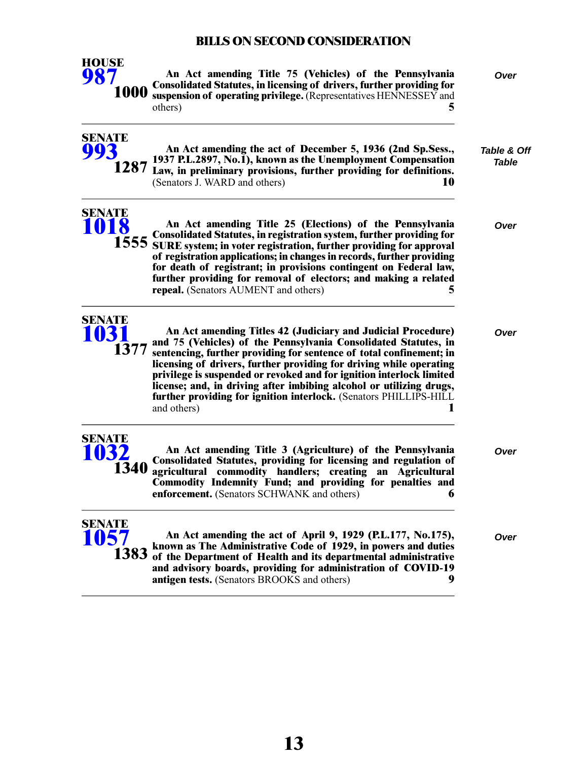## BILLS ON SECOND CONSIDERATION

**HOUSE 987** **1000** — **An Act amending Title 75 (Vehicles) of the Pennsylvania Consolidated Statutes, in licensing of drivers, further providing for suspension of operating privilege.** (Representatives HENNESSEY and others) **5** — *Over*

---

**SENATE 993** **1287** — **An Act amending the act of December 5, 1936 (2nd Sp.Sess., 1937 P.L.2897, No.1), known as the Unemployment Compensation Law, in preliminary provisions, further providing for definitions.** (Senators J. WARD and others) **10** — *Table & Off Table*

---

**SENATE 1018** **1555** — **An Act amending Title 25 (Elections) of the Pennsylvania Consolidated Statutes, in registration system, further providing for SURE system; in voter registration, further providing for approval of registration applications; in changes in records, further providing for death of registrant; in provisions contingent on Federal law, further providing for removal of electors; and making a related repeal.** (Senators AUMENT and others) **5** — *Over*

---

**SENATE 1031** **1377** — **An Act amending Titles 42 (Judiciary and Judicial Procedure) and 75 (Vehicles) of the Pennsylvania Consolidated Statutes, in sentencing, further providing for sentence of total confinement; in licensing of drivers, further providing for driving while operating privilege is suspended or revoked and for ignition interlock limited license; and, in driving after imbibing alcohol or utilizing drugs, further providing for ignition interlock.** (Senators PHILLIPS-HILL and others) **1** — *Over*

---

**SENATE 1032** **1340** — **An Act amending Title 3 (Agriculture) of the Pennsylvania Consolidated Statutes, providing for licensing and regulation of agricultural commodity handlers; creating an Agricultural Commodity Indemnity Fund; and providing for penalties and enforcement.** (Senators SCHWANK and others) **6** — *Over*

---

**SENATE 1057** **1383** — **An Act amending the act of April 9, 1929 (P.L.177, No.175), known as The Administrative Code of 1929, in powers and duties of the Department of Health and its departmental administrative and advisory boards, providing for administration of COVID-19 antigen tests.** (Senators BROOKS and others) **9** — *Over*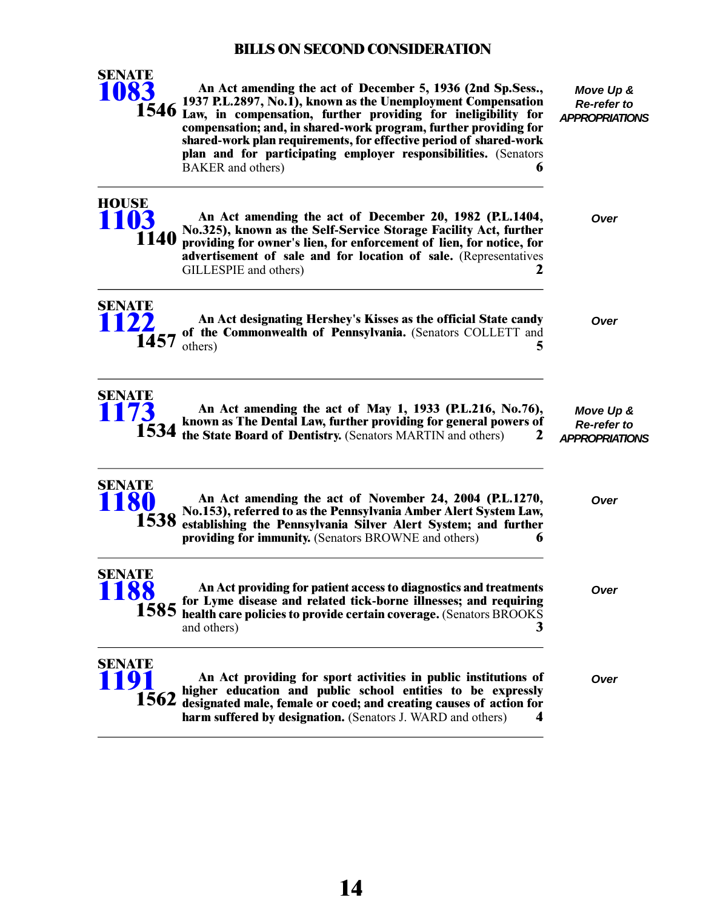## BILLS ON SECOND CONSIDERATION

**SENATE 1083** **1546**
**An Act amending the act of December 5, 1936 (2nd Sp.Sess., 1937 P.L.2897, No.1), known as the Unemployment Compensation Law, in compensation, further providing for ineligibility for compensation; and, in shared-work program, further providing for shared-work plan requirements, for effective period of shared-work plan and for participating employer responsibilities.** (Senators BAKER and others) **6**

*Move Up & Re-refer to APPROPRIATIONS*

---

**HOUSE 1103** **1140**
**An Act amending the act of December 20, 1982 (P.L.1404, No.325), known as the Self-Service Storage Facility Act, further providing for owner's lien, for enforcement of lien, for notice, for advertisement of sale and for location of sale.** (Representatives GILLESPIE and others) **2**

*Over*

---

**SENATE 1122** **1457**
**An Act designating Hershey's Kisses as the official State candy of the Commonwealth of Pennsylvania.** (Senators COLLETT and others) **5**

*Over*

---

**SENATE 1173** **1534**
**An Act amending the act of May 1, 1933 (P.L.216, No.76), known as The Dental Law, further providing for general powers of the State Board of Dentistry.** (Senators MARTIN and others) **2**

*Move Up & Re-refer to APPROPRIATIONS*

---

**SENATE 1180** **1538**
**An Act amending the act of November 24, 2004 (P.L.1270, No.153), referred to as the Pennsylvania Amber Alert System Law, establishing the Pennsylvania Silver Alert System; and further providing for immunity.** (Senators BROWNE and others) **6**

*Over*

---

**SENATE 1188** **1585**
**An Act providing for patient access to diagnostics and treatments for Lyme disease and related tick-borne illnesses; and requiring health care policies to provide certain coverage.** (Senators BROOKS and others) **3**

*Over*

---

**SENATE 1191** **1562**
**An Act providing for sport activities in public institutions of higher education and public school entities to be expressly designated male, female or coed; and creating causes of action for harm suffered by designation.** (Senators J. WARD and others) **4**

*Over*

---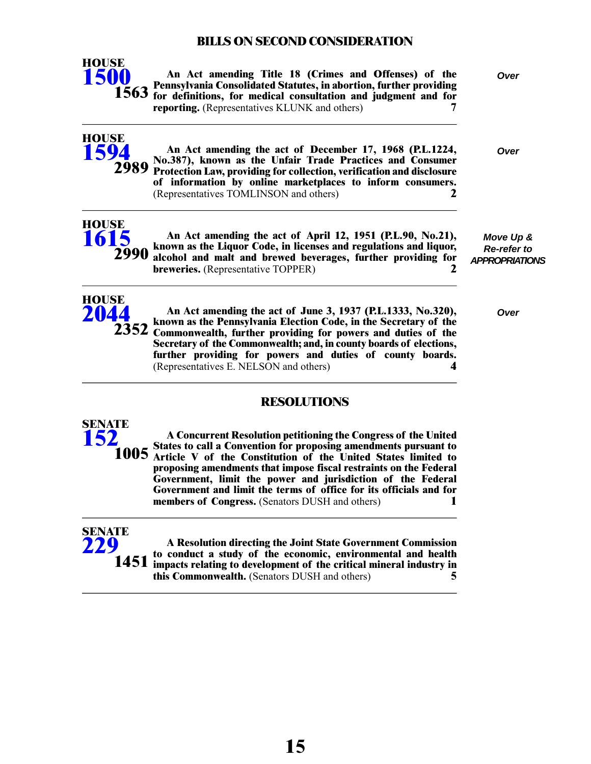## BILLS ON SECOND CONSIDERATION

**HOUSE 1500** **1563**

**An Act amending Title 18 (Crimes and Offenses) of the Pennsylvania Consolidated Statutes, in abortion, further providing for definitions, for medical consultation and judgment and for reporting.** (Representatives KLUNK and others) **7**

*Over*

---

**HOUSE 1594** **2989**

**An Act amending the act of December 17, 1968 (P.L.1224, No.387), known as the Unfair Trade Practices and Consumer Protection Law, providing for collection, verification and disclosure of information by online marketplaces to inform consumers.** (Representatives TOMLINSON and others) **2**

*Over*

---

**HOUSE 1615** **2990**

**An Act amending the act of April 12, 1951 (P.L.90, No.21), known as the Liquor Code, in licenses and regulations and liquor, alcohol and malt and brewed beverages, further providing for breweries.** (Representative TOPPER) **2**

*Move Up & Re-refer to APPROPRIATIONS*

---

**HOUSE 2044** **2352**

**An Act amending the act of June 3, 1937 (P.L.1333, No.320), known as the Pennsylvania Election Code, in the Secretary of the Commonwealth, further providing for powers and duties of the Secretary of the Commonwealth; and, in county boards of elections, further providing for powers and duties of county boards.** (Representatives E. NELSON and others) **4**

*Over*

---

## RESOLUTIONS

**SENATE 152** **1005**

**A Concurrent Resolution petitioning the Congress of the United States to call a Convention for proposing amendments pursuant to Article V of the Constitution of the United States limited to proposing amendments that impose fiscal restraints on the Federal Government, limit the power and jurisdiction of the Federal Government and limit the terms of office for its officials and for members of Congress.** (Senators DUSH and others) **1**

---

**SENATE 229** **1451**

**A Resolution directing the Joint State Government Commission to conduct a study of the economic, environmental and health impacts relating to development of the critical mineral industry in this Commonwealth.** (Senators DUSH and others) **5**

---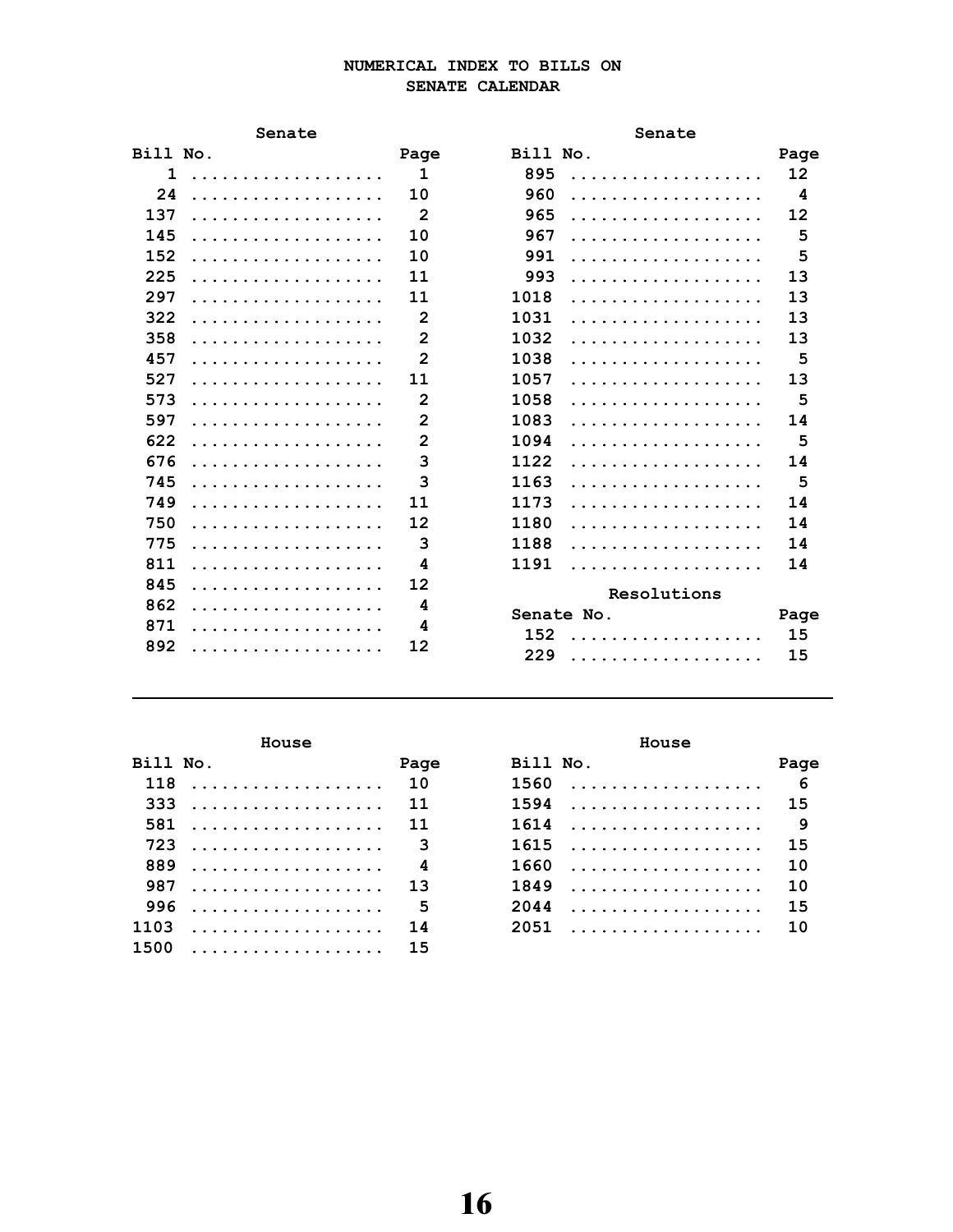# NUMERICAL INDEX TO BILLS ON SENATE CALENDAR

## Senate

| Bill No. | Page |
|---|---|
| 1 | 1 |
| 24 | 10 |
| 137 | 2 |
| 145 | 10 |
| 152 | 10 |
| 225 | 11 |
| 297 | 11 |
| 322 | 2 |
| 358 | 2 |
| 457 | 2 |
| 527 | 11 |
| 573 | 2 |
| 597 | 2 |
| 622 | 2 |
| 676 | 3 |
| 745 | 3 |
| 749 | 11 |
| 750 | 12 |
| 775 | 3 |
| 811 | 4 |
| 845 | 12 |
| 862 | 4 |
| 871 | 4 |
| 892 | 12 |
| 895 | 12 |
| 960 | 4 |
| 965 | 12 |
| 967 | 5 |
| 991 | 5 |
| 993 | 13 |
| 1018 | 13 |
| 1031 | 13 |
| 1032 | 13 |
| 1038 | 5 |
| 1057 | 13 |
| 1058 | 5 |
| 1083 | 14 |
| 1094 | 5 |
| 1122 | 14 |
| 1163 | 5 |
| 1173 | 14 |
| 1180 | 14 |
| 1188 | 14 |
| 1191 | 14 |

## Resolutions

| Senate No. | Page |
|---|---|
| 152 | 15 |
| 229 | 15 |

## House

| Bill No. | Page |
|---|---|
| 118 | 10 |
| 333 | 11 |
| 581 | 11 |
| 723 | 3 |
| 889 | 4 |
| 987 | 13 |
| 996 | 5 |
| 1103 | 14 |
| 1500 | 15 |
| 1560 | 6 |
| 1594 | 15 |
| 1614 | 9 |
| 1615 | 15 |
| 1660 | 10 |
| 1849 | 10 |
| 2044 | 15 |
| 2051 | 10 |